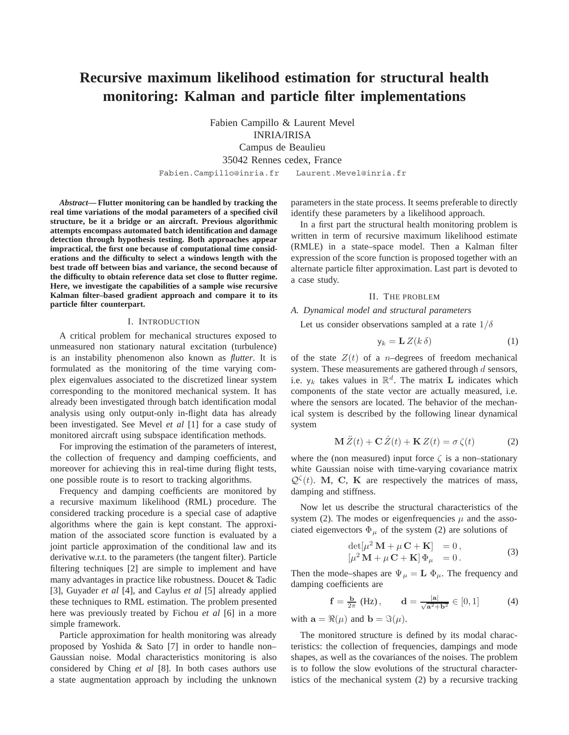# Recursive maximum likelihood estimation for structural health monitoring: Kalman and particle filter implementations

Fabien Campillo & Laurent Mevel
INRIA/IRISA
Campus de Beaulieu
35042 Rennes cedex, France
Fabien.Campillo@inria.fr    Laurent.Mevel@inria.fr

***Abstract*— Flutter monitoring can be handled by tracking the real time variations of the modal parameters of a specified civil structure, be it a bridge or an aircraft. Previous algorithmic attempts encompass automated batch identification and damage detection through hypothesis testing. Both approaches appear impractical, the first one because of computational time considerations and the difficulty to select a windows length with the best trade off between bias and variance, the second because of the difficulty to obtain reference data set close to flutter regime. Here, we investigate the capabilities of a sample wise recursive Kalman filter–based gradient approach and compare it to its particle filter counterpart.**

## I. Introduction

A critical problem for mechanical structures exposed to unmeasured non stationary natural excitation (turbulence) is an instability phenomenon also known as *flutter*. It is formulated as the monitoring of the time varying complex eigenvalues associated to the discretized linear system corresponding to the monitored mechanical system. It has already been investigated through batch identification modal analysis using only output-only in-flight data has already been investigated. See Mevel *et al* [1] for a case study of monitored aircraft using subspace identification methods.

For improving the estimation of the parameters of interest, the collection of frequency and damping coefficients, and moreover for achieving this in real-time during flight tests, one possible route is to resort to tracking algorithms.

Frequency and damping coefficients are monitored by a recursive maximum likelihood (RML) procedure. The considered tracking procedure is a special case of adaptive algorithms where the gain is kept constant. The approximation of the associated score function is evaluated by a joint particle approximation of the conditional law and its derivative w.r.t. to the parameters (the tangent filter). Particle filtering techniques [2] are simple to implement and have many advantages in practice like robustness. Doucet & Tadic [3], Guyader *et al* [4], and Caylus *et al* [5] already applied these techniques to RML estimation. The problem presented here was previously treated by Fichou *et al* [6] in a more simple framework.

Particle approximation for health monitoring was already proposed by Yoshida & Sato [7] in order to handle non–Gaussian noise. Modal characteristics monitoring is also considered by Ching *et al* [8]. In both cases authors use a state augmentation approach by including the unknown parameters in the state process. It seems preferable to directly identify these parameters by a likelihood approach.

In a first part the structural health monitoring problem is written in term of recursive maximum likelihood estimate (RMLE) in a state–space model. Then a Kalman filter expression of the score function is proposed together with an alternate particle filter approximation. Last part is devoted to a case study.

## II. The problem

### A. Dynamical model and structural parameters

Let us consider observations sampled at a rate $1/\delta$

$$\mathsf{y}_k = \mathbf{L}\, Z(k\,\delta) \tag{1}$$

of the state $Z(t)$ of a $n$–degrees of freedom mechanical system. These measurements are gathered through $d$ sensors, i.e. $\mathsf{y}_k$ takes values in $\mathbb{R}^d$. The matrix $\mathbf{L}$ indicates which components of the state vector are actually measured, i.e. where the sensors are located. The behavior of the mechanical system is described by the following linear dynamical system

$$\mathbf{M}\,\ddot{Z}(t) + \mathbf{C}\,\dot{Z}(t) + \mathbf{K}\,Z(t) = \sigma\,\zeta(t) \tag{2}$$

where the (non measured) input force $\zeta$ is a non–stationary white Gaussian noise with time-varying covariance matrix $\mathcal{Q}^{\zeta}(t)$. $\mathbf{M}$, $\mathbf{C}$, $\mathbf{K}$ are respectively the matrices of mass, damping and stiffness.

Now let us describe the structural characteristics of the system (2). The modes or eigenfrequencies $\mu$ and the associated eigenvectors $\Phi_\mu$ of the system (2) are solutions of

$$\begin{aligned} \det[\mu^2\,\mathbf{M} + \mu\,\mathbf{C} + \mathbf{K}] &= 0\,, \\ [\mu^2\,\mathbf{M} + \mu\,\mathbf{C} + \mathbf{K}]\,\Phi_\mu &= 0\,. \end{aligned} \tag{3}$$

Then the mode–shapes are $\Psi_\mu = \mathbf{L}\;\Phi_\mu$. The frequency and damping coefficients are

$$\mathbf{f} = \tfrac{\mathbf{b}}{2\pi}\ \text{(Hz)}\,, \qquad \mathbf{d} = \tfrac{|\mathbf{a}|}{\sqrt{\mathbf{a}^2+\mathbf{b}^2}} \in [0,1] \tag{4}$$

with $\mathbf{a} = \Re(\mu)$ and $\mathbf{b} = \Im(\mu)$.

The monitored structure is defined by its modal characteristics: the collection of frequencies, dampings and mode shapes, as well as the covariances of the noises. The problem is to follow the slow evolutions of the structural characteristics of the mechanical system (2) by a recursive tracking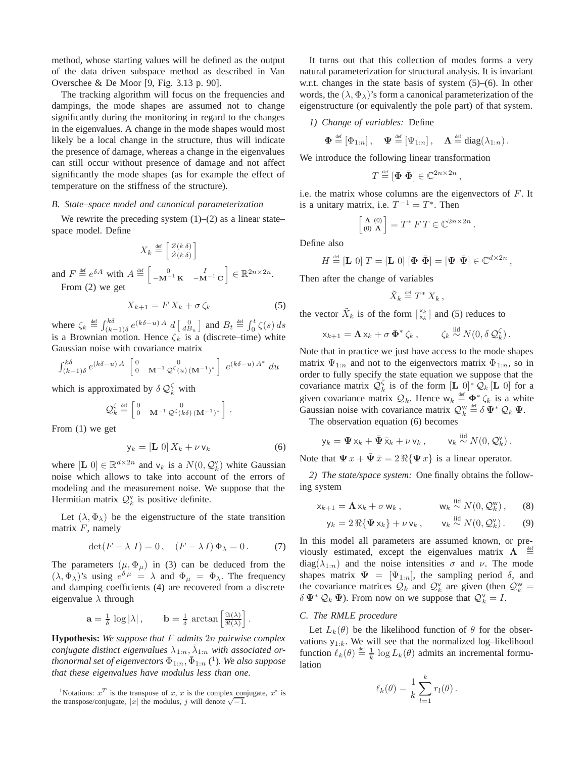method, whose starting values will be defined as the output of the data driven subspace method as described in Van Overschee & De Moor [9, Fig. 3.13 p. 90].

The tracking algorithm will focus on the frequencies and dampings, the mode shapes are assumed not to change significantly during the monitoring in regard to the changes in the eigenvalues. A change in the mode shapes would most likely be a local change in the structure, thus will indicate the presence of damage, whereas a change in the eigenvalues can still occur without presence of damage and not affect significantly the mode shapes (as for example the effect of temperature on the stiffness of the structure).

### B. State–space model and canonical parameterization

We rewrite the preceding system (1)–(2) as a linear state–space model. Define

$$X_k \stackrel{\text{def}}{=} \begin{bmatrix} Z(k\,\delta) \\ \dot{Z}(k\,\delta) \end{bmatrix}$$

and $F \stackrel{\text{def}}{=} e^{\delta A}$ with $A \stackrel{\text{def}}{=} \begin{bmatrix} 0 & I \\ -\mathbf{M}^{-1}\,\mathbf{K} & -\mathbf{M}^{-1}\,\mathbf{C} \end{bmatrix} \in \mathbb{R}^{2n\times 2n}$.

From (2) we get

$$X_{k+1} = F\,X_k + \sigma\,\zeta_k \tag{5}$$

where $\zeta_k \stackrel{\text{def}}{=} \int_{(k-1)\delta}^{k\delta} e^{(k\delta-u)\,A}\, d\begin{bmatrix} 0 \\ dB_u \end{bmatrix}$ and $B_t \stackrel{\text{def}}{=} \int_0^t \zeta(s)\,ds$ is a Brownian motion. Hence $\zeta_k$ is a (discrete–time) white Gaussian noise with covariance matrix

$$\int_{(k-1)\delta}^{k\delta} e^{(k\delta-u)\,A} \begin{bmatrix} 0 & 0 \\ 0 & \mathbf{M}^{-1}\,\mathcal{Q}^{\zeta}(u)\,(\mathbf{M}^{-1})^* \end{bmatrix} e^{(k\delta-u)\,A^*}\,du$$

which is approximated by $\delta\,\mathcal{Q}^{\zeta}_k$ with

$$\mathcal{Q}^{\zeta}_k \stackrel{\text{def}}{=} \begin{bmatrix} 0 & 0 \\ 0 & \mathbf{M}^{-1}\,\mathcal{Q}^{\zeta}(k\delta)\,(\mathbf{M}^{-1})^* \end{bmatrix}.$$

From (1) we get

$$\mathsf{y}_k = [\mathbf{L}\ 0]\,X_k + \nu\,\mathsf{v}_k \tag{6}$$

where $[\mathbf{L}\ 0] \in \mathbb{R}^{d\times 2n}$ and $\mathsf{v}_k$ is a $N(0, \mathcal{Q}^{\mathsf{v}}_k)$ white Gaussian noise which allows to take into account of the errors of modeling and the measurement noise. We suppose that the Hermitian matrix $\mathcal{Q}^{\mathsf{v}}_k$ is positive definite.

Let $(\lambda, \Phi_\lambda)$ be the eigenstructure of the state transition matrix $F$, namely

$$\det(F - \lambda\ I) = 0\,, \quad (F - \lambda\,I)\,\Phi_\lambda = 0\,. \tag{7}$$

The parameters $(\mu, \Phi_\mu)$ in (3) can be deduced from the $(\lambda, \Phi_\lambda)$'s using $e^{\delta\,\mu} = \lambda$ and $\Phi_\mu = \Phi_\lambda$. The frequency and damping coefficients (4) are recovered from a discrete eigenvalue $\lambda$ through

$$\mathbf{a} = \tfrac{1}{\delta}\,\log|\lambda|\,, \qquad \mathbf{b} = \tfrac{1}{\delta}\,\arctan\left[\tfrac{\Im(\lambda)}{\Re(\lambda)}\right].$$

**Hypothesis:** *We suppose that $F$ admits $2n$ pairwise complex conjugate distinct eigenvalues $\lambda_{1:n}, \bar{\lambda}_{1:n}$ with associated orthonormal set of eigenvectors $\Phi_{1:n}, \bar{\Phi}_{1:n}$ [1]. We also suppose that these eigenvalues have modulus less than one.*

[1]Notations: $x^T$ is the transpose of $x$, $\bar{x}$ is the complex conjugate, $x^*$ is the transpose/conjugate, $|x|$ the modulus, $j$ will denote $\sqrt{-1}$.

It turns out that this collection of modes forms a very natural parameterization for structural analysis. It is invariant w.r.t. changes in the state basis of system (5)–(6). In other words, the $(\lambda, \Phi_\lambda)$'s form a canonical parameterization of the eigenstructure (or equivalently the pole part) of that system.

*1) Change of variables:* Define

$$\mathbf{\Phi} \stackrel{\text{def}}{=} [\Phi_{1:n}]\,, \quad \mathbf{\Psi} \stackrel{\text{def}}{=} [\Psi_{1:n}]\,, \quad \mathbf{\Lambda} \stackrel{\text{def}}{=} \text{diag}(\lambda_{1:n})\,.$$

We introduce the following linear transformation

$$T \stackrel{\text{def}}{=} [\mathbf{\Phi}\ \bar{\mathbf{\Phi}}] \in \mathbb{C}^{2n\times 2n}\,,$$

i.e. the matrix whose columns are the eigenvectors of $F$. It is a unitary matrix, i.e. $T^{-1} = T^*$. Then

$$\begin{bmatrix} \mathbf{\Lambda} & (0) \\ (0) & \bar{\mathbf{\Lambda}} \end{bmatrix} = T^*\,F\,T \in \mathbb{C}^{2n\times 2n}\,.$$

Define also

$$H \stackrel{\text{def}}{=} [\mathbf{L}\ 0]\ T = [\mathbf{L}\ 0]\ [\mathbf{\Phi}\ \bar{\mathbf{\Phi}}] = [\mathbf{\Psi}\ \bar{\mathbf{\Psi}}] \in \mathbb{C}^{d\times 2n}\,,$$

Then after the change of variables

$$\tilde{X}_k \stackrel{\text{def}}{=} T^*\,X_k\,,$$

the vector $\tilde{X}_k$ is of the form $\left[\begin{smallmatrix} \mathsf{x}_k \\ \bar{\mathsf{x}}_k \end{smallmatrix}\right]$ and (5) reduces to

$$\mathsf{x}_{k+1} = \mathbf{\Lambda}\,\mathsf{x}_k + \sigma\,\mathbf{\Phi}^*\,\zeta_k\,, \qquad \zeta_k \stackrel{\text{iid}}{\sim} N(0, \delta\,\mathcal{Q}^{\zeta}_k)\,.$$

Note that in practice we just have access to the mode shapes matrix $\Psi_{1:n}$ and not to the eigenvectors matrix $\Phi_{1:n}$, so in order to fully specify the state equation we suppose that the covariance matrix $\mathcal{Q}^{\zeta}_k$ is of the form $[\mathbf{L}\ 0]^*\,\mathcal{Q}_k\,[\mathbf{L}\ 0]$ for a given covariance matrix $\mathcal{Q}_k$. Hence $\mathsf{w}_k \stackrel{\text{def}}{=} \mathbf{\Phi}^*\,\zeta_k$ is a white Gaussian noise with covariance matrix $\mathcal{Q}^{\mathsf{w}}_k \stackrel{\text{def}}{=} \delta\,\mathbf{\Psi}^*\,\mathcal{Q}_k\,\mathbf{\Psi}$.

The observation equation (6) becomes

$$\mathsf{y}_k = \mathbf{\Psi}\,\mathsf{x}_k + \bar{\mathbf{\Psi}}\,\bar{\mathsf{x}}_k + \nu\,\mathsf{v}_k\,, \qquad \mathsf{v}_k \stackrel{\text{iid}}{\sim} N(0, \mathcal{Q}^{\mathsf{v}}_k)\,.$$

Note that $\mathbf{\Psi}\,x + \bar{\mathbf{\Psi}}\,\bar{x} = 2\,\Re\{\mathbf{\Psi}\,x\}$ is a linear operator.

*2) The state/space system:* One finally obtains the following system

$$\mathsf{x}_{k+1} = \mathbf{\Lambda}\,\mathsf{x}_k + \sigma\,\mathsf{w}_k\,, \qquad \mathsf{w}_k \stackrel{\text{iid}}{\sim} N(0, \mathcal{Q}^{\mathsf{w}}_k)\,, \tag{8}$$

$$\mathsf{y}_k = 2\,\Re\{\mathbf{\Psi}\,\mathsf{x}_k\} + \nu\,\mathsf{v}_k\,, \qquad \mathsf{v}_k \stackrel{\text{iid}}{\sim} N(0, \mathcal{Q}^{\mathsf{v}}_k)\,. \tag{9}$$

In this model all parameters are assumed known, or previously estimated, except the eigenvalues matrix $\mathbf{\Lambda} \stackrel{\text{def}}{=} \text{diag}(\lambda_{1:n})$ and the noise intensities $\sigma$ and $\nu$. The mode shapes matrix $\mathbf{\Psi} = [\Psi_{1:n}]$, the sampling period $\delta$, and the covariance matrices $\mathcal{Q}_k$ and $\mathcal{Q}^{\mathsf{v}}_k$ are given (then $\mathcal{Q}^{\mathsf{w}}_k = \delta\,\mathbf{\Psi}^*\,\mathcal{Q}_k\,\mathbf{\Psi}$). From now on we suppose that $\mathcal{Q}^{\mathsf{v}}_k = I$.

### C. The RMLE procedure

Let $L_k(\theta)$ be the likelihood function of $\theta$ for the observations $\mathsf{y}_{1:k}$. We will see that the normalized log–likelihood function $\ell_k(\theta) \stackrel{\text{def}}{=} \frac{1}{k}\,\log L_k(\theta)$ admits an incremental formulation

$$\ell_k(\theta) = \frac{1}{k}\sum_{l=1}^{k} r_l(\theta)\,.$$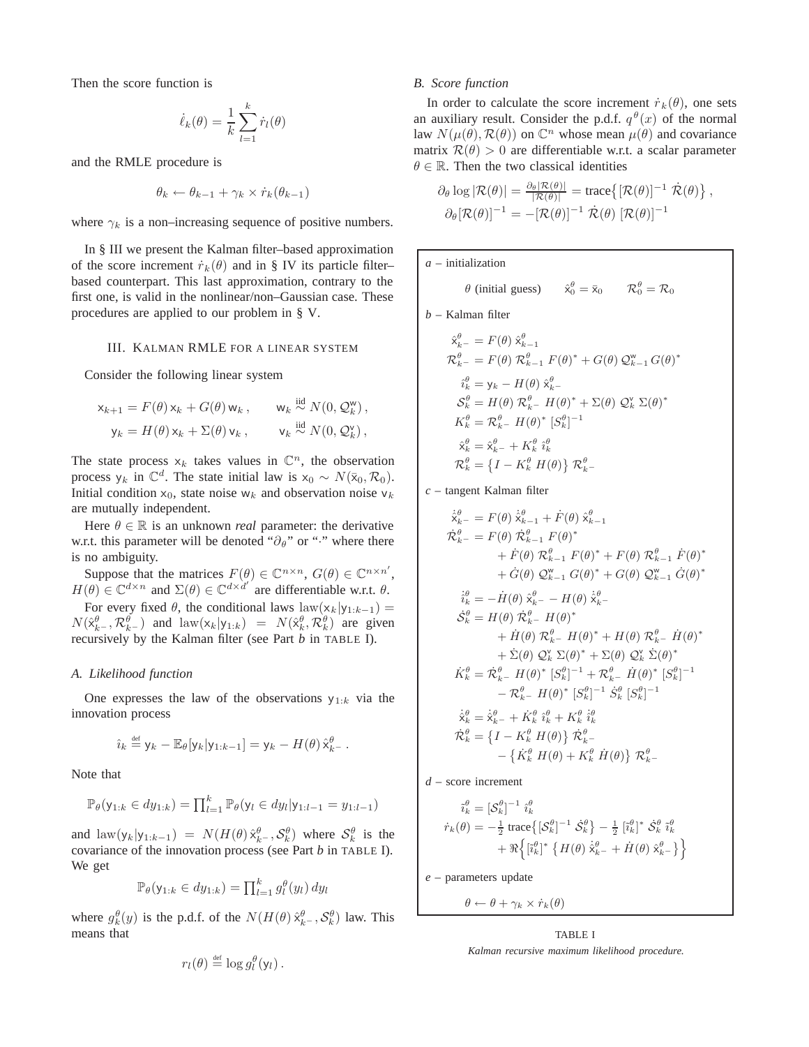Then the score function is

$$\dot{\ell}_k(\theta) = \frac{1}{k}\sum_{l=1}^{k} \dot{r}_l(\theta)$$

and the RMLE procedure is

$$\theta_k \leftarrow \theta_{k-1} + \gamma_k \times \dot{r}_k(\theta_{k-1})$$

where $\gamma_k$ is a non–increasing sequence of positive numbers.

In § III we present the Kalman filter–based approximation of the score increment $\dot{r}_k(\theta)$ and in § IV its particle filter–based counterpart. This last approximation, contrary to the first one, is valid in the nonlinear/non–Gaussian case. These procedures are applied to our problem in § V.

## III. Kalman RMLE for a linear system

Consider the following linear system

$$\begin{aligned}
\mathsf{x}_{k+1} &= F(\theta)\,\mathsf{x}_k + G(\theta)\,\mathsf{w}_k\,, &\quad \mathsf{w}_k &\overset{\text{iid}}{\sim} N(0, \mathcal{Q}^{\mathsf{w}}_k)\,,\\
\mathsf{y}_k &= H(\theta)\,\mathsf{x}_k + \Sigma(\theta)\,\mathsf{v}_k\,, &\quad \mathsf{v}_k &\overset{\text{iid}}{\sim} N(0, \mathcal{Q}^{\mathsf{v}}_k)\,,
\end{aligned}$$

The state process $\mathsf{x}_k$ takes values in $\mathbb{C}^n$, the observation process $\mathsf{y}_k$ in $\mathbb{C}^d$. The state initial law is $\mathsf{x}_0 \sim N(\bar{\mathsf{x}}_0, \mathcal{R}_0)$. Initial condition $\mathsf{x}_0$, state noise $\mathsf{w}_k$ and observation noise $\mathsf{v}_k$ are mutually independent.

Here $\theta \in \mathbb{R}$ is an unknown *real* parameter: the derivative w.r.t. this parameter will be denoted "$\partial_\theta$" or "$\dot{\cdot}$" where there is no ambiguity.

Suppose that the matrices $F(\theta) \in \mathbb{C}^{n\times n}$, $G(\theta) \in \mathbb{C}^{n\times n'}$, $H(\theta) \in \mathbb{C}^{d\times n}$ and $\Sigma(\theta) \in \mathbb{C}^{d\times d'}$ are differentiable w.r.t. $\theta$.

For every fixed $\theta$, the conditional laws $\text{law}(\mathsf{x}_k|\mathsf{y}_{1:k-1}) = N(\hat{\mathsf{x}}^\theta_{k-}, \mathcal{R}^\theta_{k-})$ and $\text{law}(\mathsf{x}_k|\mathsf{y}_{1:k}) = N(\hat{\mathsf{x}}^\theta_k, \mathcal{R}^\theta_k)$ are given recursively by the Kalman filter (see Part *b* in TABLE I).

### A. Likelihood function

One expresses the law of the observations $\mathsf{y}_{1:k}$ via the innovation process

$$\hat{\imath}_k \overset{\text{def}}{=} \mathsf{y}_k - \mathbb{E}_\theta[\mathsf{y}_k|\mathsf{y}_{1:k-1}] = \mathsf{y}_k - H(\theta)\,\hat{\mathsf{x}}^\theta_{k-}\,.$$

Note that

$$\mathbb{P}_\theta(\mathsf{y}_{1:k} \in dy_{1:k}) = \textstyle\prod_{l=1}^{k} \mathbb{P}_\theta(\mathsf{y}_l \in dy_l|\mathsf{y}_{1:l-1} = y_{1:l-1})$$

and $\text{law}(\mathsf{y}_k|\mathsf{y}_{1:k-1}) = N(H(\theta)\,\hat{\mathsf{x}}^\theta_{k-}, \mathcal{S}^\theta_k)$ where $\mathcal{S}^\theta_k$ is the covariance of the innovation process (see Part *b* in TABLE I). We get

$$\mathbb{P}_\theta(\mathsf{y}_{1:k} \in dy_{1:k}) = \textstyle\prod_{l=1}^{k} g^\theta_l(y_l)\,dy_l$$

where $g^\theta_k(y)$ is the p.d.f. of the $N(H(\theta)\,\hat{\mathsf{x}}^\theta_{k-}, \mathcal{S}^\theta_k)$ law. This means that

$$r_l(\theta) \overset{\text{def}}{=} \log g^\theta_l(\mathsf{y}_l)\,.$$

### B. Score function

In order to calculate the score increment $\dot{r}_k(\theta)$, one sets an auxiliary result. Consider the p.d.f. $q^\theta(x)$ of the normal law $N(\mu(\theta), \mathcal{R}(\theta))$ on $\mathbb{C}^n$ whose mean $\mu(\theta)$ and covariance matrix $\mathcal{R}(\theta) > 0$ are differentiable w.r.t. a scalar parameter $\theta \in \mathbb{R}$. Then the two classical identities

$$\begin{aligned}
\partial_\theta \log|\mathcal{R}(\theta)| &= \tfrac{\partial_\theta|\mathcal{R}(\theta)|}{|\mathcal{R}(\theta)|} = \text{trace}\big\{[\mathcal{R}(\theta)]^{-1}\,\dot{\mathcal{R}}(\theta)\big\}\,,\\
\partial_\theta[\mathcal{R}(\theta)]^{-1} &= -[\mathcal{R}(\theta)]^{-1}\,\dot{\mathcal{R}}(\theta)\,[\mathcal{R}(\theta)]^{-1}
\end{aligned}$$

*a* – initialization

$$\theta \text{ (initial guess)} \qquad \hat{\mathsf{x}}^\theta_0 = \bar{\mathsf{x}}_0 \qquad \mathcal{R}^\theta_0 = \mathcal{R}_0$$

*b* – Kalman filter

$$\begin{aligned}
\hat{\mathsf{x}}^\theta_{k-} &= F(\theta)\,\hat{\mathsf{x}}^\theta_{k-1}\\
\mathcal{R}^\theta_{k-} &= F(\theta)\,\mathcal{R}^\theta_{k-1}\,F(\theta)^* + G(\theta)\,\mathcal{Q}^{\mathsf{w}}_{k-1}\,G(\theta)^*\\
\hat{\imath}^\theta_k &= \mathsf{y}_k - H(\theta)\,\hat{\mathsf{x}}^\theta_{k-}\\
\mathcal{S}^\theta_k &= H(\theta)\,\mathcal{R}^\theta_{k-}\,H(\theta)^* + \Sigma(\theta)\,\mathcal{Q}^{\mathsf{v}}_k\,\Sigma(\theta)^*\\
K^\theta_k &= \mathcal{R}^\theta_{k-}\,H(\theta)^*\,[S^\theta_k]^{-1}\\
\hat{\mathsf{x}}^\theta_k &= \hat{\mathsf{x}}^\theta_{k-} + K^\theta_k\,\hat{\imath}^\theta_k\\
\mathcal{R}^\theta_k &= \big\{I - K^\theta_k\,H(\theta)\big\}\,\mathcal{R}^\theta_{k-}
\end{aligned}$$

*c* – tangent Kalman filter

$$\begin{aligned}
\dot{\hat{\mathsf{x}}}^\theta_{k-} &= F(\theta)\,\dot{\hat{\mathsf{x}}}^\theta_{k-1} + \dot{F}(\theta)\,\hat{\mathsf{x}}^\theta_{k-1}\\
\dot{\mathcal{R}}^\theta_{k-} &= F(\theta)\,\dot{\mathcal{R}}^\theta_{k-1}\,F(\theta)^*\\
&\quad + \dot{F}(\theta)\,\mathcal{R}^\theta_{k-1}\,F(\theta)^* + F(\theta)\,\mathcal{R}^\theta_{k-1}\,\dot{F}(\theta)^*\\
&\quad + \dot{G}(\theta)\,\mathcal{Q}^{\mathsf{w}}_{k-1}\,G(\theta)^* + G(\theta)\,\mathcal{Q}^{\mathsf{w}}_{k-1}\,\dot{G}(\theta)^*\\
\dot{\hat{\imath}}^\theta_k &= -\dot{H}(\theta)\,\hat{\mathsf{x}}^\theta_{k-} - H(\theta)\,\dot{\hat{\mathsf{x}}}^\theta_{k-}\\
\dot{\mathcal{S}}^\theta_k &= H(\theta)\,\dot{\mathcal{R}}^\theta_{k-}\,H(\theta)^*\\
&\quad + \dot{H}(\theta)\,\mathcal{R}^\theta_{k-}\,H(\theta)^* + H(\theta)\,\mathcal{R}^\theta_{k-}\,\dot{H}(\theta)^*\\
&\quad + \dot{\Sigma}(\theta)\,\mathcal{Q}^{\mathsf{v}}_k\,\Sigma(\theta)^* + \Sigma(\theta)\,\mathcal{Q}^{\mathsf{v}}_k\,\dot{\Sigma}(\theta)^*\\
\dot{K}^\theta_k &= \dot{\mathcal{R}}^\theta_{k-}\,H(\theta)^*\,[S^\theta_k]^{-1} + \mathcal{R}^\theta_{k-}\,\dot{H}(\theta)^*\,[S^\theta_k]^{-1}\\
&\quad - \mathcal{R}^\theta_{k-}\,H(\theta)^*\,[S^\theta_k]^{-1}\,\dot{S}^\theta_k\,[S^\theta_k]^{-1}\\
\dot{\hat{\mathsf{x}}}^\theta_k &= \dot{\hat{\mathsf{x}}}^\theta_{k-} + \dot{K}^\theta_k\,\hat{\imath}^\theta_k + K^\theta_k\,\dot{\hat{\imath}}^\theta_k\\
\dot{\mathcal{R}}^\theta_k &= \big\{I - K^\theta_k\,H(\theta)\big\}\,\dot{\mathcal{R}}^\theta_{k-}\\
&\quad - \big\{\dot{K}^\theta_k\,H(\theta) + K^\theta_k\,\dot{H}(\theta)\big\}\,\mathcal{R}^\theta_{k-}
\end{aligned}$$

*d* – score increment

$$\begin{aligned}
\bar{\imath}^\theta_k &= [\mathcal{S}^\theta_k]^{-1}\,\hat{\imath}^\theta_k\\
\dot{r}_k(\theta) &= -\tfrac{1}{2}\,\text{trace}\big\{[\mathcal{S}^\theta_k]^{-1}\,\dot{\mathcal{S}}^\theta_k\big\} - \tfrac{1}{2}\,[\bar{\imath}^\theta_k]^*\,\dot{\mathcal{S}}^\theta_k\,\bar{\imath}^\theta_k\\
&\quad + \Re\Big\{[\bar{\imath}^\theta_k]^*\,\big\{H(\theta)\,\dot{\hat{\mathsf{x}}}^\theta_{k-} + \dot{H}(\theta)\,\hat{\mathsf{x}}^\theta_{k-}\big\}\Big\}
\end{aligned}$$

*e* – parameters update

$$\theta \leftarrow \theta + \gamma_k \times \dot{r}_k(\theta)$$

TABLE I

*Kalman recursive maximum likelihood procedure.*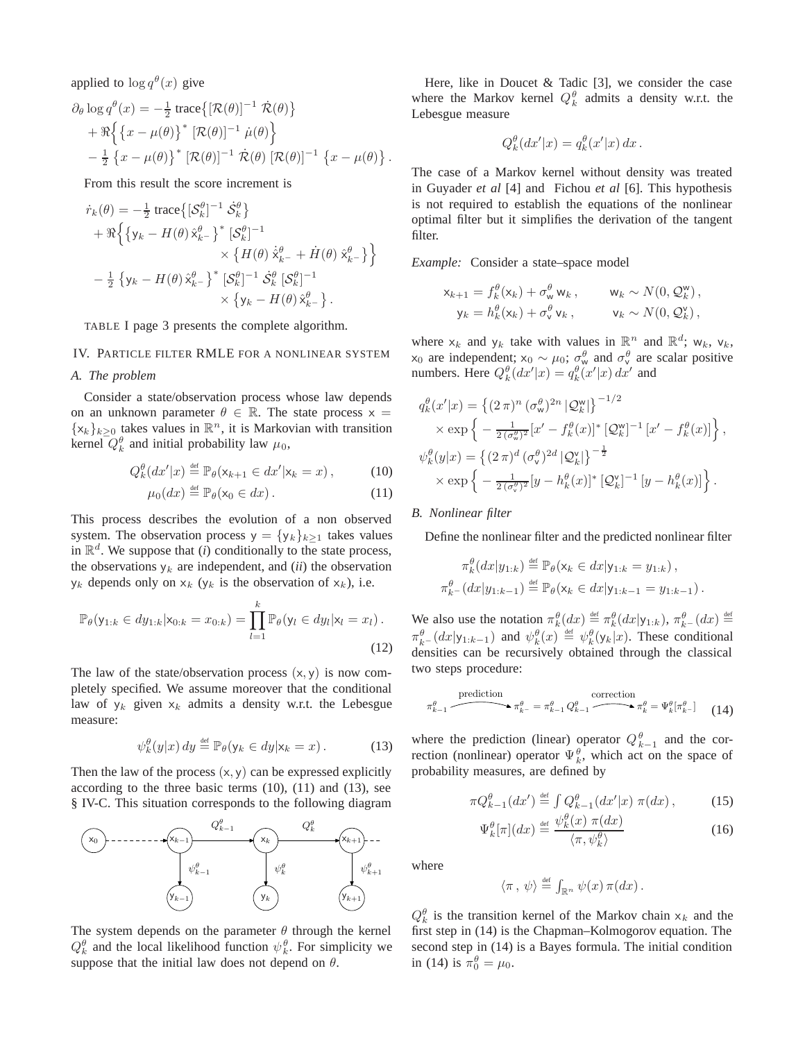applied to $\log q^\theta(x)$ give

$$
\begin{aligned}
\partial_\theta \log q^\theta(x) &= -\tfrac{1}{2}\,\mathrm{trace}\big\{[\mathcal{R}(\theta)]^{-1}\,\dot{\mathcal{R}}(\theta)\big\} \\
&\quad + \Re\Big\{\big\{x-\mu(\theta)\big\}^*\,[\mathcal{R}(\theta)]^{-1}\,\dot{\mu}(\theta)\Big\} \\
&\quad - \tfrac{1}{2}\,\big\{x-\mu(\theta)\big\}^*\,[\mathcal{R}(\theta)]^{-1}\,\dot{\mathcal{R}}(\theta)\,[\mathcal{R}(\theta)]^{-1}\,\big\{x-\mu(\theta)\big\}\,.
\end{aligned}
$$

From this result the score increment is

$$
\begin{aligned}
\dot{r}_k(\theta) &= -\tfrac{1}{2}\,\mathrm{trace}\big\{[\mathcal{S}_k^\theta]^{-1}\,\dot{\mathcal{S}}_k^\theta\big\} \\
&\quad + \Re\Big\{\big\{\mathsf{y}_k - H(\theta)\,\hat{\mathsf{x}}_{k^-}^\theta\big\}^*\,[\mathcal{S}_k^\theta]^{-1} \\
&\qquad\qquad \times \big\{H(\theta)\,\dot{\hat{\mathsf{x}}}_{k^-}^\theta + \dot{H}(\theta)\,\hat{\mathsf{x}}_{k^-}^\theta\big\}\Big\} \\
&\quad - \tfrac{1}{2}\,\big\{\mathsf{y}_k - H(\theta)\,\hat{\mathsf{x}}_{k^-}^\theta\big\}^*\,[\mathcal{S}_k^\theta]^{-1}\,\dot{\mathcal{S}}_k^\theta\,[\mathcal{S}_k^\theta]^{-1} \\
&\qquad\qquad \times \big\{\mathsf{y}_k - H(\theta)\,\hat{\mathsf{x}}_{k^-}^\theta\big\}\,.
\end{aligned}
$$

TABLE I page 3 presents the complete algorithm.

## IV. Particle filter RMLE for a nonlinear system

### A. The problem

Consider a state/observation process whose law depends on an unknown parameter $\theta \in \mathbb{R}$. The state process $\mathsf{x} = \{\mathsf{x}_k\}_{k\geq 0}$ takes values in $\mathbb{R}^n$, it is Markovian with transition kernel $Q_k^\theta$ and initial probability law $\mu_0$,

$$
Q_k^\theta(dx'|x) \stackrel{\text{def}}{=} \mathbb{P}_\theta(\mathsf{x}_{k+1} \in dx' | \mathsf{x}_k = x)\,, \tag{10}
$$

$$
\mu_0(dx) \stackrel{\text{def}}{=} \mathbb{P}_\theta(\mathsf{x}_0 \in dx)\,. \tag{11}
$$

This process describes the evolution of a non observed system. The observation process $\mathsf{y} = \{\mathsf{y}_k\}_{k\geq 1}$ takes values in $\mathbb{R}^d$. We suppose that (*i*) conditionally to the state process, the observations $\mathsf{y}_k$ are independent, and (*ii*) the observation $\mathsf{y}_k$ depends only on $\mathsf{x}_k$ ($\mathsf{y}_k$ is the observation of $\mathsf{x}_k$), i.e.

$$
\mathbb{P}_\theta(\mathsf{y}_{1:k} \in dy_{1:k} | \mathsf{x}_{0:k} = x_{0:k}) = \prod_{l=1}^{k} \mathbb{P}_\theta(\mathsf{y}_l \in dy_l | \mathsf{x}_l = x_l)\,. \tag{12}
$$

The law of the state/observation process $(\mathsf{x},\mathsf{y})$ is now completely specified. We assume moreover that the conditional law of $\mathsf{y}_k$ given $\mathsf{x}_k$ admits a density w.r.t. the Lebesgue measure:

$$
\psi_k^\theta(y|x)\,dy \stackrel{\text{def}}{=} \mathbb{P}_\theta(\mathsf{y}_k \in dy | \mathsf{x}_k = x)\,. \tag{13}
$$

Then the law of the process $(\mathsf{x},\mathsf{y})$ can be expressed explicitly according to the three basic terms (10), (11) and (13), see § IV-C. This situation corresponds to the following diagram

$$
\begin{array}{ccccccccc}
\mathsf{x}_0 & \dashrightarrow & \mathsf{x}_{k-1} & \xrightarrow{Q_{k-1}^\theta} & \mathsf{x}_k & \xrightarrow{Q_k^\theta} & \mathsf{x}_{k+1} & \dashrightarrow & \\
 & & \downarrow \psi_{k-1}^\theta & & \downarrow \psi_k^\theta & & \downarrow \psi_{k+1}^\theta & & \\
 & & \mathsf{y}_{k-1} & & \mathsf{y}_k & & \mathsf{y}_{k+1} & &
\end{array}
$$

The system depends on the parameter $\theta$ through the kernel $Q_k^\theta$ and the local likelihood function $\psi_k^\theta$. For simplicity we suppose that the initial law does not depend on $\theta$.

Here, like in Doucet & Tadic [3], we consider the case where the Markov kernel $Q_k^\theta$ admits a density w.r.t. the Lebesgue measure

$$
Q_k^\theta(dx'|x) = q_k^\theta(x'|x)\,dx\,.
$$

The case of a Markov kernel without density was treated in Guyader *et al* [4] and Fichou *et al* [6]. This hypothesis is not required to establish the equations of the nonlinear optimal filter but it simplifies the derivation of the tangent filter.

*Example:* Consider a state–space model

$$
\begin{aligned}
\mathsf{x}_{k+1} &= f_k^\theta(\mathsf{x}_k) + \sigma_{\mathsf{w}}^\theta\,\mathsf{w}_k\,, & \mathsf{w}_k &\sim N(0,\mathcal{Q}_k^{\mathsf{w}})\,, \\
\mathsf{y}_k &= h_k^\theta(\mathsf{x}_k) + \sigma_{\mathsf{v}}^\theta\,\mathsf{v}_k\,, & \mathsf{v}_k &\sim N(0,\mathcal{Q}_k^{\mathsf{v}})\,,
\end{aligned}
$$

where $\mathsf{x}_k$ and $\mathsf{y}_k$ take with values in $\mathbb{R}^n$ and $\mathbb{R}^d$; $\mathsf{w}_k$, $\mathsf{v}_k$, $\mathsf{x}_0$ are independent; $\mathsf{x}_0 \sim \mu_0$; $\sigma_{\mathsf{w}}^\theta$ and $\sigma_{\mathsf{v}}^\theta$ are scalar positive numbers. Here $Q_k^\theta(dx'|x) = q_k^\theta(x'|x)\,dx'$ and

$$
\begin{aligned}
q_k^\theta(x'|x) &= \big\{(2\,\pi)^n\,(\sigma_{\mathsf{w}}^\theta)^{2n}\,|\mathcal{Q}_k^{\mathsf{w}}|\big\}^{-1/2} \\
&\quad\times \exp\Big\{-\tfrac{1}{2\,(\sigma_{\mathsf{w}}^\theta)^2}[x'-f_k^\theta(x)]^*\,[\mathcal{Q}_k^{\mathsf{w}}]^{-1}\,[x'-f_k^\theta(x)]\Big\}\,, \\
\psi_k^\theta(y|x) &= \big\{(2\,\pi)^d\,(\sigma_{\mathsf{v}}^\theta)^{2d}\,|\mathcal{Q}_k^{\mathsf{v}}|\big\}^{-\frac{1}{2}} \\
&\quad\times \exp\Big\{-\tfrac{1}{2\,(\sigma_{\mathsf{v}}^\theta)^2}[y-h_k^\theta(x)]^*\,[\mathcal{Q}_k^{\mathsf{v}}]^{-1}\,[y-h_k^\theta(x)]\Big\}\,.
\end{aligned}
$$

### B. Nonlinear filter

Define the nonlinear filter and the predicted nonlinear filter

$$
\begin{aligned}
\pi_k^\theta(dx|y_{1:k}) &\stackrel{\text{def}}{=} \mathbb{P}_\theta(\mathsf{x}_k \in dx | \mathsf{y}_{1:k} = y_{1:k})\,, \\
\pi_{k^-}^\theta(dx|y_{1:k-1}) &\stackrel{\text{def}}{=} \mathbb{P}_\theta(\mathsf{x}_k \in dx | \mathsf{y}_{1:k-1} = y_{1:k-1})\,.
\end{aligned}
$$

We also use the notation $\pi_k^\theta(dx) \stackrel{\text{def}}{=} \pi_k^\theta(dx|\mathsf{y}_{1:k})$, $\pi_{k^-}^\theta(dx) \stackrel{\text{def}}{=} \pi_{k^-}^\theta(dx|\mathsf{y}_{1:k-1})$ and $\psi_k^\theta(x) \stackrel{\text{def}}{=} \psi_k^\theta(\mathsf{y}_k|x)$. These conditional densities can be recursively obtained through the classical two steps procedure:

$$
\pi_{k-1}^\theta \xrightarrow{\text{prediction}} \pi_{k^-}^\theta = \pi_{k-1}^\theta\,Q_{k-1}^\theta \xrightarrow{\text{correction}} \pi_k^\theta = \Psi_k^\theta[\pi_{k^-}^\theta] \tag{14}
$$

where the prediction (linear) operator $Q_{k-1}^\theta$ and the correction (nonlinear) operator $\Psi_k^\theta$, which act on the space of probability measures, are defined by

$$
\pi Q_{k-1}^\theta(dx') \stackrel{\text{def}}{=} \textstyle\int Q_{k-1}^\theta(dx'|x)\;\pi(dx)\,, \tag{15}
$$

$$
\Psi_k^\theta[\pi](dx) \stackrel{\text{def}}{=} \frac{\psi_k^\theta(x)\;\pi(dx)}{\langle \pi, \psi_k^\theta\rangle} \tag{16}
$$

where

$$
\langle \pi\,,\,\psi\rangle \stackrel{\text{def}}{=} \textstyle\int_{\mathbb{R}^n} \psi(x)\,\pi(dx)\,.
$$

$Q_k^\theta$ is the transition kernel of the Markov chain $\mathsf{x}_k$ and the first step in (14) is the Chapman–Kolmogorov equation. The second step in (14) is a Bayes formula. The initial condition in (14) is $\pi_0^\theta = \mu_0$.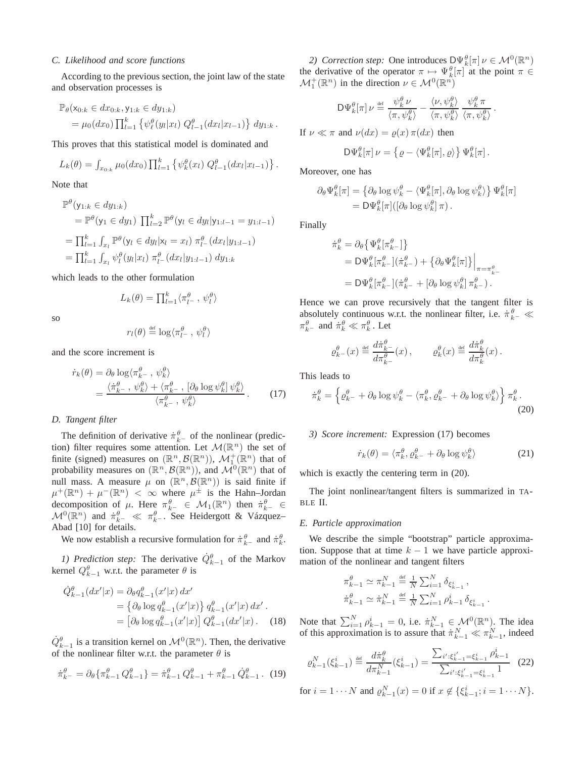### C. Likelihood and score functions

According to the previous section, the joint law of the state and observation processes is

$$\begin{aligned}
&\mathbb{P}_\theta(\mathsf{x}_{0:k} \in dx_{0:k}, \mathsf{y}_{1:k} \in dy_{1:k}) \\
&\quad = \mu_0(dx_0) \prod_{l=1}^{k} \left\{ \psi_\ell^\theta(y_l|x_l)\; Q_{l-1}^\theta(dx_l|x_{l-1}) \right\}\, dy_{1:k}\,.
\end{aligned}$$

This proves that this statistical model is dominated and

$$L_k(\theta) = \int_{x_{0:k}} \mu_0(dx_0) \prod_{l=1}^{k} \left\{ \psi_k^\theta(x_l)\; Q_{l-1}^\theta(dx_l|x_{l-1}) \right\}.$$

Note that

$$\begin{aligned}
&\mathbb{P}^\theta(\mathsf{y}_{1:k} \in dy_{1:k}) \\
&\quad = \mathbb{P}^\theta(\mathsf{y}_1 \in dy_1)\; \prod_{l=2}^{k} \mathbb{P}^\theta(\mathsf{y}_l \in dy_l|\mathsf{y}_{1:l-1} = y_{1:l-1}) \\
&= \prod_{l=1}^{k} \int_{x_l} \mathbb{P}^\theta(\mathsf{y}_l \in dy_l|\mathsf{x}_l = x_l)\; \pi_{l^-}^\theta(dx_l|y_{1:l-1}) \\
&= \prod_{l=1}^{k} \int_{x_l} \psi_l^\theta(y_l|x_l)\; \pi_{l^-}^\theta(dx_l|y_{1:l-1})\; dy_{1:k}
\end{aligned}$$

which leads to the other formulation

$$L_k(\theta) = \prod_{l=1}^{k} \langle \pi_{l^-}^\theta \,,\, \psi_l^\theta \rangle$$

so

$$r_l(\theta) \stackrel{\text{def}}{=} \log\langle \pi_{l^-}^\theta \,,\, \psi_l^\theta \rangle$$

and the score increment is

$$\begin{aligned}
\dot r_k(\theta) &= \partial_\theta \log\langle \pi_{k^-}^\theta \,,\, \psi_k^\theta \rangle \\
&= \frac{\langle \dot\pi_{k^-}^\theta \,,\, \psi_k^\theta \rangle + \langle \pi_{k^-}^\theta \,,\, [\partial_\theta \log \psi_k^\theta]\, \psi_k^\theta \rangle}{\langle \pi_{k^-}^\theta \,,\, \psi_k^\theta \rangle}\,. \qquad (17)
\end{aligned}$$

### D. Tangent filter

The definition of derivative $\dot\pi_{k^-}^\theta$ of the nonlinear (prediction) filter requires some attention. Let $\mathcal{M}(\mathbb{R}^n)$ the set of finite (signed) measures on $(\mathbb{R}^n, \mathcal{B}(\mathbb{R}^n))$, $\mathcal{M}_1^+(\mathbb{R}^n)$ that of probability measures on $(\mathbb{R}^n, \mathcal{B}(\mathbb{R}^n))$, and $\mathcal{M}^0(\mathbb{R}^n)$ that of null mass. A measure $\mu$ on $(\mathbb{R}^n, \mathcal{B}(\mathbb{R}^n))$ is said finite if $\mu^+(\mathbb{R}^n) + \mu^-(\mathbb{R}^n) < \infty$ where $\mu^\pm$ is the Hahn–Jordan decomposition of $\mu$. Here $\pi_{k^-}^\theta \in \mathcal{M}_1(\mathbb{R}^n)$ then $\dot\pi_{k^-}^\theta \in \mathcal{M}^0(\mathbb{R}^n)$ and $\dot\pi_{k^-}^\theta \ll \pi_{k^-}^\theta$. See Heidergott & Vázquez–Abad [10] for details.

We now establish a recursive formulation for $\dot\pi_{k^-}^\theta$ and $\dot\pi_k^\theta$.

*1) Prediction step:* The derivative $\dot Q_{k-1}^\theta$ of the Markov kernel $Q_{k-1}^\theta$ w.r.t. the parameter $\theta$ is

$$\begin{aligned}
\dot Q_{k-1}^\theta(dx'|x) &= \partial_\theta q_{k-1}^\theta(x'|x)\, dx' \\
&= \left\{ \partial_\theta \log q_{k-1}^\theta(x'|x) \right\} q_{k-1}^\theta(x'|x)\, dx'\,. \\
&= \left[ \partial_\theta \log q_{k-1}^\theta(x'|x) \right] Q_{k-1}^\theta(dx'|x)\,. \qquad (18)
\end{aligned}$$

$\dot Q_{k-1}^\theta$ is a transition kernel on $\mathcal{M}^0(\mathbb{R}^n)$. Then, the derivative of the nonlinear filter w.r.t. the parameter $\theta$ is

$$\dot\pi_{k^-}^\theta = \partial_\theta\{\pi_{k-1}^\theta\, Q_{k-1}^\theta\} = \dot\pi_{k-1}^\theta\, Q_{k-1}^\theta + \pi_{k-1}^\theta\, \dot Q_{k-1}^\theta\,. \quad (19)$$

*2) Correction step:* One introduces $\mathsf{D}\Psi_k^\theta[\pi]\,\nu \in \mathcal{M}^0(\mathbb{R}^n)$ the derivative of the operator $\pi \mapsto \Psi_k^\theta[\pi]$ at the point $\pi \in \mathcal{M}_1^+(\mathbb{R}^n)$ in the direction $\nu \in \mathcal{M}^0(\mathbb{R}^n)$

$$\mathsf{D}\Psi_k^\theta[\pi]\,\nu \stackrel{\text{def}}{=} \frac{\psi_k^\theta\, \nu}{\langle \pi, \psi_k^\theta \rangle} - \frac{\langle \nu, \psi_k^\theta \rangle}{\langle \pi, \psi_k^\theta \rangle}\, \frac{\psi_k^\theta\, \pi}{\langle \pi, \psi_k^\theta \rangle}\,.$$

If $\nu \ll \pi$ and $\nu(dx) = \varrho(x)\, \pi(dx)$ then

$$\mathsf{D}\Psi_k^\theta[\pi]\,\nu = \left\{ \varrho - \langle \Psi_k^\theta[\pi], \varrho \rangle \right\} \Psi_k^\theta[\pi]\,.$$

Moreover, one has

$$\begin{aligned}
\partial_\theta \Psi_k^\theta[\pi] &= \left\{ \partial_\theta \log \psi_k^\theta - \langle \Psi_k^\theta[\pi], \partial_\theta \log \psi_k^\theta \rangle \right\} \Psi_k^\theta[\pi] \\
&= \mathsf{D}\Psi_k^\theta[\pi]([\partial_\theta \log \psi_k^\theta]\, \pi)\,.
\end{aligned}$$

Finally

$$\begin{aligned}
\dot\pi_k^\theta &= \partial_\theta\left\{ \Psi_k^\theta[\pi_{k^-}^\theta] \right\} \\
&= \mathsf{D}\Psi_k^\theta[\pi_{k^-}^\theta](\dot\pi_{k^-}^\theta) + \left\{ \partial_\theta \Psi_k^\theta[\pi] \right\}\Big|_{\pi = \pi_{k^-}^\theta} \\
&= \mathsf{D}\Psi_k^\theta[\pi_{k^-}^\theta](\dot\pi_{k^-}^\theta + [\partial_\theta \log \psi_k^\theta]\, \pi_{k^-}^\theta)\,.
\end{aligned}$$

Hence we can prove recursively that the tangent filter is absolutely continuous w.r.t. the nonlinear filter, i.e. $\dot\pi_{k^-}^\theta \ll \pi_{k^-}^\theta$ and $\dot\pi_k^\theta \ll \pi_k^\theta$. Let

$$\varrho_{k^-}^\theta(x) \stackrel{\text{def}}{=} \frac{d\dot\pi_{k^-}^\theta}{d\pi_{k^-}^\theta}(x)\,, \qquad \varrho_k^\theta(x) \stackrel{\text{def}}{=} \frac{d\dot\pi_k^\theta}{d\pi_k^\theta}(x)\,.$$

This leads to

$$\dot\pi_k^\theta = \left\{ \varrho_{k^-}^\theta + \partial_\theta \log \psi_k^\theta - \langle \pi_k^\theta, \varrho_{k^-}^\theta + \partial_\theta \log \psi_k^\theta \rangle \right\} \pi_k^\theta\,. \qquad (20)$$

*3) Score increment:* Expression (17) becomes

$$\dot r_k(\theta) = \langle \pi_k^\theta, \varrho_{k^-}^\theta + \partial_\theta \log \psi_k^\theta \rangle \qquad (21)$$

which is exactly the centering term in (20).

The joint nonlinear/tangent filters is summarized in TABLE II.

### E. Particle approximation

We describe the simple "bootstrap" particle approximation. Suppose that at time $k-1$ we have particle approximation of the nonlinear and tangent filters

$$\begin{aligned}
\pi_{k-1}^\theta &\simeq \pi_{k-1}^N \stackrel{\text{def}}{=} \tfrac{1}{N} \sum_{i=1}^{N} \delta_{\xi_{k-1}^i}\,, \\
\dot\pi_{k-1}^\theta &\simeq \dot\pi_{k-1}^N \stackrel{\text{def}}{=} \tfrac{1}{N} \sum_{i=1}^{N} \rho_{k-1}^i\, \delta_{\xi_{k-1}^i}\,.
\end{aligned}$$

Note that $\sum_{i=1}^{N} \rho_{k-1}^i = 0$, i.e. $\dot\pi_{k-1}^N \in \mathcal{M}^0(\mathbb{R}^n)$. The idea of this approximation is to assure that $\dot\pi_{k-1}^N \ll \pi_{k-1}^N$, indeed

$$\varrho_{k-1}^N(\xi_{k-1}^i) \stackrel{\text{def}}{=} \frac{d\dot\pi_k^\theta}{d\pi_{k-1}^N}(\xi_{k-1}^i) = \frac{\sum_{i':\xi_{k-1}^{i'} = \xi_{k-1}^i} \rho_{k-1}^i}{\sum_{i':\xi_{k-1}^{i'} = \xi_{k-1}^i} 1} \quad (22)$$

for $i = 1 \cdots N$ and $\varrho_{k-1}^N(x) = 0$ if $x \notin \{\xi_{k-1}^i; i = 1 \cdots N\}$.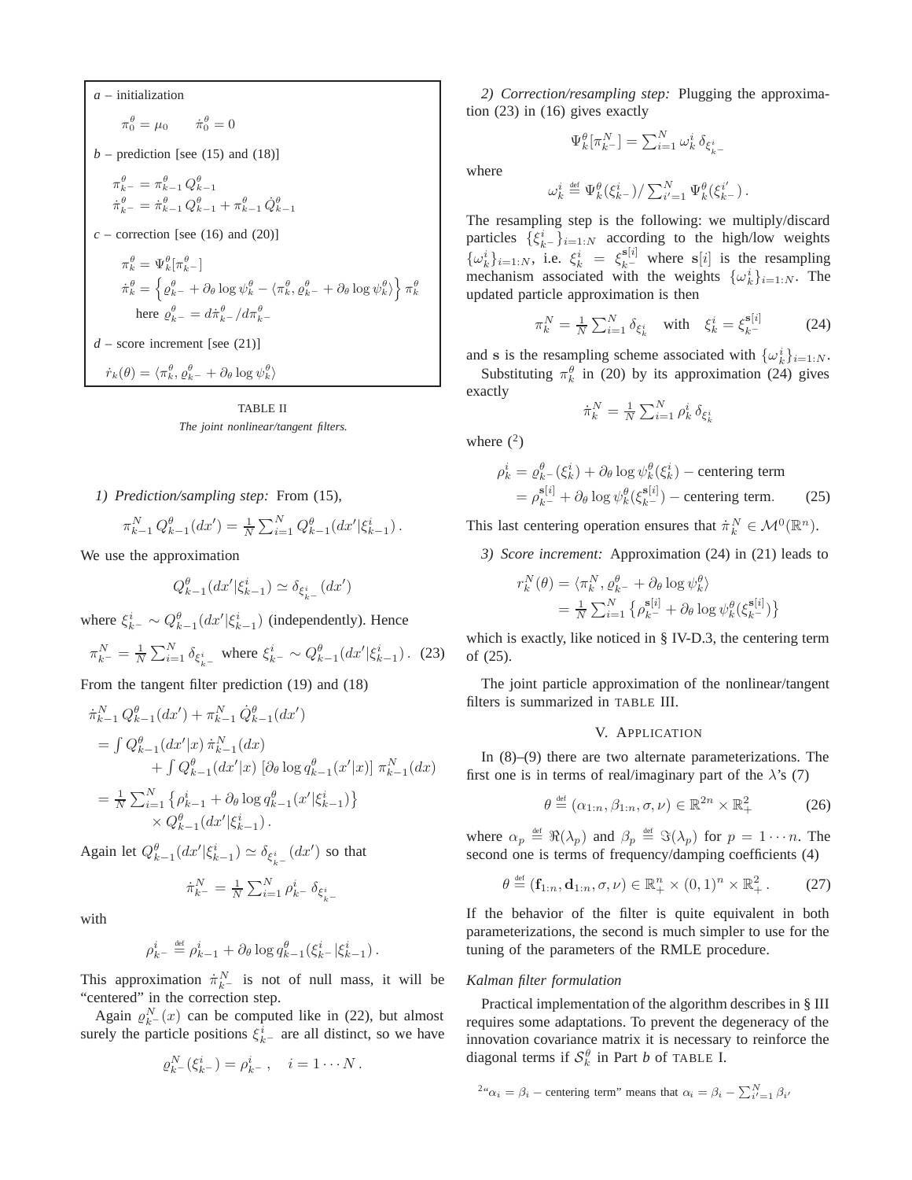*a* – initialization

$$\pi_0^\theta = \mu_0 \qquad \dot\pi_0^\theta = 0$$

*b* – prediction [see (15) and (18)]

$$\pi_{k^-}^\theta = \pi_{k-1}^\theta\, Q_{k-1}^\theta$$
$$\dot\pi_{k^-}^\theta = \dot\pi_{k-1}^\theta\, Q_{k-1}^\theta + \pi_{k-1}^\theta\, \dot Q_{k-1}^\theta$$

*c* – correction [see (16) and (20)]

$$\pi_k^\theta = \Psi_k^\theta[\pi_{k^-}^\theta]$$
$$\dot\pi_k^\theta = \Big\{ \varrho_{k^-}^\theta + \partial_\theta \log\psi_k^\theta - \langle \pi_k^\theta, \varrho_{k^-}^\theta + \partial_\theta\log\psi_k^\theta\rangle \Big\}\, \pi_k^\theta$$

here $\varrho_{k^-}^\theta = d\dot\pi_{k^-}^\theta / d\pi_{k^-}^\theta$

*d* – score increment [see (21)]

$$\dot r_k(\theta) = \langle \pi_k^\theta, \varrho_{k^-}^\theta + \partial_\theta \log\psi_k^\theta\rangle$$

TABLE II

*The joint nonlinear/tangent filters.*

*1) Prediction/sampling step:* From (15),

$$\pi_{k-1}^N\, Q_{k-1}^\theta(dx') = \tfrac{1}{N}\textstyle\sum_{i=1}^N Q_{k-1}^\theta(dx'|\xi_{k-1}^i)\,.$$

We use the approximation

$$Q_{k-1}^\theta(dx'|\xi_{k-1}^i) \simeq \delta_{\xi_{k^-}^i}(dx')$$

where $\xi_{k^-}^i \sim Q_{k-1}^\theta(dx'|\xi_{k-1}^i)$ (independently). Hence

$$\pi_{k^-}^N = \tfrac{1}{N}\textstyle\sum_{i=1}^N \delta_{\xi_{k^-}^i} \text{ where } \xi_{k^-}^i \sim Q_{k-1}^\theta(dx'|\xi_{k-1}^i)\,. \tag{23}$$

From the tangent filter prediction (19) and (18)

$$\begin{aligned}
&\dot\pi_{k-1}^N\, Q_{k-1}^\theta(dx') + \pi_{k-1}^N\, \dot Q_{k-1}^\theta(dx') \\
&= \textstyle\int Q_{k-1}^\theta(dx'|x)\, \dot\pi_{k-1}^N(dx) \\
&\qquad + \textstyle\int Q_{k-1}^\theta(dx'|x)\, [\partial_\theta \log q_{k-1}^\theta(x'|x)]\, \pi_{k-1}^N(dx) \\
&= \tfrac{1}{N}\textstyle\sum_{i=1}^N \big\{\rho_{k-1}^i + \partial_\theta\log q_{k-1}^\theta(x'|\xi_{k-1}^i)\big\} \\
&\qquad \times Q_{k-1}^\theta(dx'|\xi_{k-1}^i)\,.
\end{aligned}$$

Again let $Q_{k-1}^\theta(dx'|\xi_{k-1}^i) \simeq \delta_{\xi_{k^-}^i}(dx')$ so that

$$\dot\pi_{k^-}^N = \tfrac{1}{N}\textstyle\sum_{i=1}^N \rho_{k^-}^i\, \delta_{\xi_{k^-}^i}$$

with

$$\rho_{k^-}^i \stackrel{\text{def}}{=} \rho_{k-1}^i + \partial_\theta \log q_{k-1}^\theta(\xi_{k^-}^i|\xi_{k-1}^i)\,.$$

This approximation $\dot\pi_{k^-}^N$ is not of null mass, it will be "centered" in the correction step.

Again $\varrho_{k^-}^N(x)$ can be computed like in (22), but almost surely the particle positions $\xi_{k^-}^i$ are all distinct, so we have

$$\varrho_{k^-}^N(\xi_{k^-}^i) = \rho_{k^-}^i\,, \quad i = 1\cdots N\,.$$

*2) Correction/resampling step:* Plugging the approximation (23) in (16) gives exactly

$$\Psi_k^\theta[\pi_{k^-}^N] = \textstyle\sum_{i=1}^N \omega_k^i\, \delta_{\xi_{k^-}^i}$$

where

$$\omega_k^i \stackrel{\text{def}}{=} \Psi_k^\theta(\xi_{k^-}^i) / \textstyle\sum_{i'=1}^N \Psi_k^\theta(\xi_{k^-}^{i'})\,.$$

The resampling step is the following: we multiply/discard particles $\{\xi_{k^-}^i\}_{i=1:N}$ according to the high/low weights $\{\omega_k^i\}_{i=1:N}$, i.e. $\xi_k^i = \xi_{k^-}^{\mathbf{s}[i]}$ where $\mathbf{s}[i]$ is the resampling mechanism associated with the weights $\{\omega_k^i\}_{i=1:N}$. The updated particle approximation is then

$$\pi_k^N = \tfrac{1}{N}\textstyle\sum_{i=1}^N \delta_{\xi_k^i} \quad \text{with} \quad \xi_k^i = \xi_{k^-}^{\mathbf{s}[i]} \tag{24}$$

and $\mathbf{s}$ is the resampling scheme associated with $\{\omega_k^i\}_{i=1:N}$.

Substituting $\pi_k^\theta$ in (20) by its approximation (24) gives exactly

$$\dot\pi_k^N = \tfrac{1}{N}\textstyle\sum_{i=1}^N \rho_k^i\, \delta_{\xi_k^i}$$

where ([2])

$$\begin{aligned}
\rho_k^i &= \varrho_{k^-}^\theta(\xi_k^i) + \partial_\theta\log\psi_k^\theta(\xi_k^i) - \text{centering term} \\
&= \rho_{k^-}^{\mathbf{s}[i]} + \partial_\theta\log\psi_k^\theta(\xi_{k^-}^{\mathbf{s}[i]}) - \text{centering term}.
\end{aligned} \tag{25}$$

This last centering operation ensures that $\dot\pi_k^N \in \mathcal{M}^0(\mathbb{R}^n)$.

*3) Score increment:* Approximation (24) in (21) leads to

$$\begin{aligned}
r_k^N(\theta) &= \langle \pi_k^N, \varrho_{k^-}^\theta + \partial_\theta\log\psi_k^\theta\rangle \\
&= \tfrac{1}{N}\textstyle\sum_{i=1}^N \big\{\rho_{k^-}^{\mathbf{s}[i]} + \partial_\theta \log\psi_k^\theta(\xi_{k^-}^{\mathbf{s}[i]})\big\}
\end{aligned}$$

which is exactly, like noticed in § IV-D.3, the centering term of (25).

The joint particle approximation of the nonlinear/tangent filters is summarized in TABLE III.

## V. Application

In (8)–(9) there are two alternate parameterizations. The first one is in terms of real/imaginary part of the $\lambda$'s (7)

$$\theta \stackrel{\text{def}}{=} (\alpha_{1:n}, \beta_{1:n}, \sigma, \nu) \in \mathbb{R}^{2n}\times\mathbb{R}_+^2 \tag{26}$$

where $\alpha_p \stackrel{\text{def}}{=} \Re(\lambda_p)$ and $\beta_p \stackrel{\text{def}}{=} \Im(\lambda_p)$ for $p = 1\cdots n$. The second one is terms of frequency/damping coefficients (4)

$$\theta \stackrel{\text{def}}{=} (\mathbf{f}_{1:n}, \mathbf{d}_{1:n}, \sigma, \nu) \in \mathbb{R}_+^n \times (0,1)^n \times \mathbb{R}_+^2\,. \tag{27}$$

If the behavior of the filter is quite equivalent in both parameterizations, the second is much simpler to use for the tuning of the parameters of the RMLE procedure.

### *Kalman filter formulation*

Practical implementation of the algorithm describes in § III requires some adaptations. To prevent the degeneracy of the innovation covariance matrix it is necessary to reinforce the diagonal terms if $\mathcal{S}_k^\theta$ in Part *b* of TABLE I.

[2] "$\alpha_i = \beta_i$ – centering term" means that $\alpha_i = \beta_i - \sum_{i'=1}^N \beta_{i'}$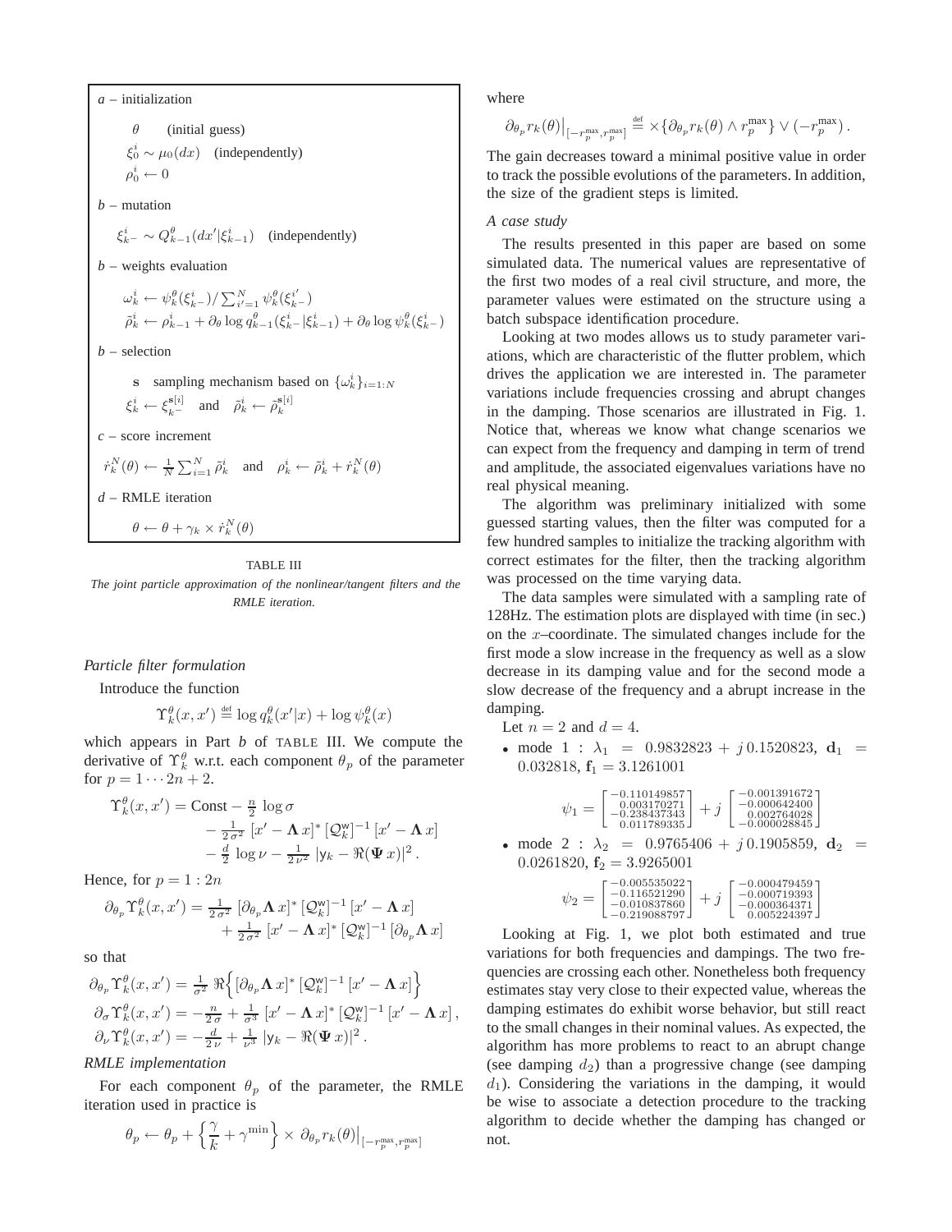*a* – initialization

$\theta$ (initial guess)

$\xi_0^i \sim \mu_0(dx)$ (independently)

$\rho_0^i \leftarrow 0$

*b* – mutation

$\xi_{k^-}^i \sim Q_{k-1}^\theta(dx'|\xi_{k-1}^i)$ (independently)

*b* – weights evaluation

$\omega_k^i \leftarrow \psi_k^\theta(\xi_{k^-}^i)/\sum_{i'=1}^N \psi_k^\theta(\xi_{k^-}^{i'})$

$\tilde\rho_k^i \leftarrow \rho_{k-1}^i + \partial_\theta \log q_{k-1}^\theta(\xi_{k^-}^i|\xi_{k-1}^i) + \partial_\theta \log \psi_k^\theta(\xi_{k^-}^i)$

*b* – selection

$\mathbf{s}$ sampling mechanism based on $\{\omega_k^i\}_{i=1:N}$

$\xi_k^i \leftarrow \xi_{k^-}^{\mathbf{s}[i]}$ and $\tilde\rho_k^i \leftarrow \tilde\rho_k^{\mathbf{s}[i]}$

*c* – score increment

$\dot r_k^N(\theta) \leftarrow \frac{1}{N}\sum_{i=1}^N \tilde\rho_k^i$ and $\rho_k^i \leftarrow \tilde\rho_k^i + \dot r_k^N(\theta)$

*d* – RMLE iteration

$\theta \leftarrow \theta + \gamma_k \times \dot r_k^N(\theta)$

TABLE III

*The joint particle approximation of the nonlinear/tangent filters and the RMLE iteration.*

### *Particle filter formulation*

Introduce the function

$$\Upsilon_k^\theta(x,x') \stackrel{\text{def}}{=} \log q_k^\theta(x'|x) + \log \psi_k^\theta(x)$$

which appears in Part *b* of TABLE III. We compute the derivative of $\Upsilon_k^\theta$ w.r.t. each component $\theta_p$ of the parameter for $p = 1 \cdots 2n+2$.

$$\begin{aligned}\Upsilon_k^\theta(x,x') = \text{Const} &- \tfrac{n}{2}\log\sigma \\ &- \tfrac{1}{2\,\sigma^2}\,[x' - \mathbf{\Lambda}\,x]^*\,[\mathcal{Q}_k^{\mathsf{w}}]^{-1}\,[x' - \mathbf{\Lambda}\,x] \\ &- \tfrac{d}{2}\log\nu - \tfrac{1}{2\,\nu^2}\,|\mathsf{y}_k - \Re(\mathbf{\Psi}\,x)|^2\,.\end{aligned}$$

Hence, for $p = 1:2n$

$$\begin{aligned}\partial_{\theta_p}\Upsilon_k^\theta(x,x') = &\tfrac{1}{2\,\sigma^2}\,[\partial_{\theta_p}\mathbf{\Lambda}\,x]^*\,[\mathcal{Q}_k^{\mathsf{w}}]^{-1}\,[x' - \mathbf{\Lambda}\,x] \\ &+ \tfrac{1}{2\,\sigma^2}\,[x' - \mathbf{\Lambda}\,x]^*\,[\mathcal{Q}_k^{\mathsf{w}}]^{-1}\,[\partial_{\theta_p}\mathbf{\Lambda}\,x]\end{aligned}$$

so that

$$\begin{aligned}\partial_{\theta_p}\Upsilon_k^\theta(x,x') &= \tfrac{1}{\sigma^2}\,\Re\Big\{[\partial_{\theta_p}\mathbf{\Lambda}\,x]^*\,[\mathcal{Q}_k^{\mathsf{w}}]^{-1}\,[x' - \mathbf{\Lambda}\,x]\Big\} \\ \partial_\sigma\Upsilon_k^\theta(x,x') &= -\tfrac{n}{2\,\sigma} + \tfrac{1}{\sigma^3}\,[x' - \mathbf{\Lambda}\,x]^*\,[\mathcal{Q}_k^{\mathsf{w}}]^{-1}\,[x' - \mathbf{\Lambda}\,x]\,, \\ \partial_\nu\Upsilon_k^\theta(x,x') &= -\tfrac{d}{2\,\nu} + \tfrac{1}{\nu^3}\,|\mathsf{y}_k - \Re(\mathbf{\Psi}\,x)|^2\,.\end{aligned}$$

### *RMLE implementation*

For each component $\theta_p$ of the parameter, the RMLE iteration used in practice is

$$\theta_p \leftarrow \theta_p + \Big\{\frac{\gamma}{k} + \gamma^{\min}\Big\} \times \partial_{\theta_p} r_k(\theta)\big|_{[-r_p^{\max},r_p^{\max}]}$$

where

$$\partial_{\theta_p} r_k(\theta)\big|_{[-r_p^{\max},r_p^{\max}]} \stackrel{\text{def}}{=} \times\{\partial_{\theta_p} r_k(\theta) \wedge r_p^{\max}\} \vee (-r_p^{\max})\,.$$

The gain decreases toward a minimal positive value in order to track the possible evolutions of the parameters. In addition, the size of the gradient steps is limited.

### *A case study*

The results presented in this paper are based on some simulated data. The numerical values are representative of the first two modes of a real civil structure, and more, the parameter values were estimated on the structure using a batch subspace identification procedure.

Looking at two modes allows us to study parameter variations, which are characteristic of the flutter problem, which drives the application we are interested in. The parameter variations include frequencies crossing and abrupt changes in the damping. Those scenarios are illustrated in Fig. 1. Notice that, whereas we know what change scenarios we can expect from the frequency and damping in term of trend and amplitude, the associated eigenvalues variations have no real physical meaning.

The algorithm was preliminary initialized with some guessed starting values, then the filter was computed for a few hundred samples to initialize the tracking algorithm with correct estimates for the filter, then the tracking algorithm was processed on the time varying data.

The data samples were simulated with a sampling rate of 128Hz. The estimation plots are displayed with time (in sec.) on the $x$–coordinate. The simulated changes include for the first mode a slow increase in the frequency as well as a slow decrease in its damping value and for the second mode a slow decrease of the frequency and a abrupt increase in the damping.

Let $n = 2$ and $d = 4$.

- mode 1 : $\lambda_1 = 0.9832823 + j\,0.1520823$, $\mathbf{d}_1 = 0.032818$, $\mathbf{f}_1 = 3.1261001$

$$\psi_1 = \begin{bmatrix} -0.110149857 \\ 0.003170271 \\ -0.238437343 \\ 0.011789335 \end{bmatrix} + j\begin{bmatrix} -0.001391672 \\ -0.000642400 \\ 0.002764028 \\ -0.000028845 \end{bmatrix}$$

- mode 2 : $\lambda_2 = 0.9765406 + j\,0.1905859$, $\mathbf{d}_2 = 0.0261820$, $\mathbf{f}_2 = 3.9265001$

$$\psi_2 = \begin{bmatrix} -0.005535022 \\ -0.116521290 \\ -0.010837860 \\ -0.219088797 \end{bmatrix} + j\begin{bmatrix} -0.000479459 \\ -0.000719393 \\ -0.000364371 \\ 0.005224397 \end{bmatrix}$$

Looking at Fig. 1, we plot both estimated and true variations for both frequencies and dampings. The two frequencies are crossing each other. Nonetheless both frequency estimates stay very close to their expected value, whereas the damping estimates do exhibit worse behavior, but still react to the small changes in their nominal values. As expected, the algorithm has more problems to react to an abrupt change (see damping $d_2$) than a progressive change (see damping $d_1$). Considering the variations in the damping, it would be wise to associate a detection procedure to the tracking algorithm to decide whether the damping has changed or not.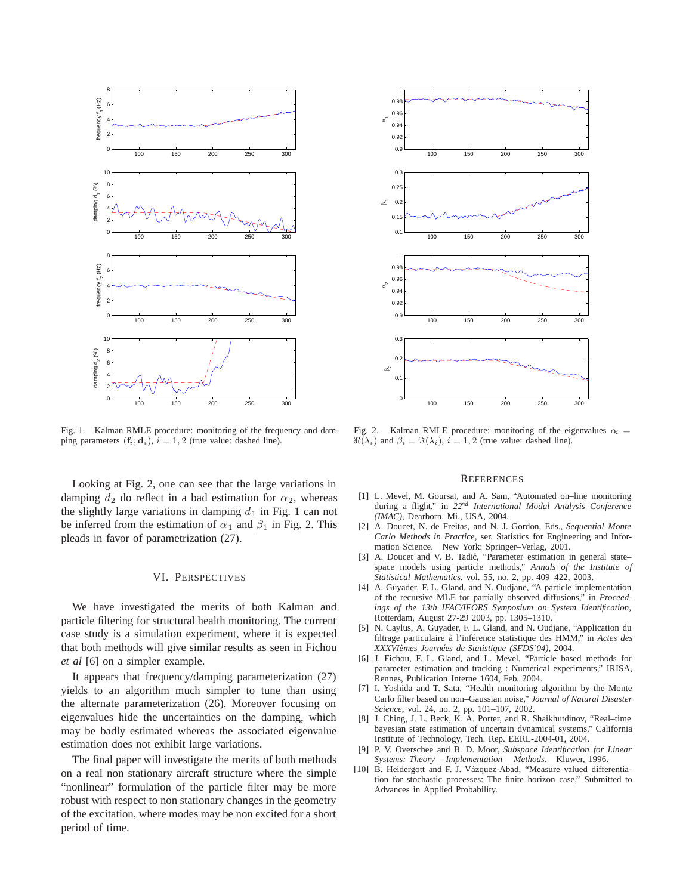frequency f_1 (Hz)

8
6
4
2
0

100 150 200 250 300

damping d_1 (%)

10
8
6
4
2
0

100 150 200 250 300

frequency f_2 (Hz)

8
6
4
2
0

100 150 200 250 300

damping d_2 (%)

10
8
6
4
2
0

100 150 200 250 300

Fig. 1. Kalman RMLE procedure: monitoring of the frequency and damping parameters $(\mathbf{f}_i; \mathbf{d}_i)$, $i = 1, 2$ (true value: dashed line).

α_1

1
0.98
0.96
0.94
0.92
0.9

100 150 200 250 300

β_1

0.3
0.25
0.2
0.15
0.1

100 150 200 250 300

α_2

1
0.98
0.96
0.94
0.92
0.9

100 150 200 250 300

β_2

0.3
0.2
0.1
0

100 150 200 250 300

Fig. 2. Kalman RMLE procedure: monitoring of the eigenvalues $\alpha_i = \Re(\lambda_i)$ and $\beta_i = \Im(\lambda_i)$, $i = 1, 2$ (true value: dashed line).

Looking at Fig. 2, one can see that the large variations in damping $d_2$ do reflect in a bad estimation for $\alpha_2$, whereas the slightly large variations in damping $d_1$ in Fig. 1 can not be inferred from the estimation of $\alpha_1$ and $\beta_1$ in Fig. 2. This pleads in favor of parametrization (27).

## VI. Perspectives

We have investigated the merits of both Kalman and particle filtering for structural health monitoring. The current case study is a simulation experiment, where it is expected that both methods will give similar results as seen in Fichou *et al* [6] on a simpler example.

It appears that frequency/damping parameterization (27) yields to an algorithm much simpler to tune than using the alternate parameterization (26). Moreover focusing on eigenvalues hide the uncertainties on the damping, which may be badly estimated whereas the associated eigenvalue estimation does not exhibit large variations.

The final paper will investigate the merits of both methods on a real non stationary aircraft structure where the simple "nonlinear" formulation of the particle filter may be more robust with respect to non stationary changes in the geometry of the excitation, where modes may be non excited for a short period of time.

## References

[1] L. Mevel, M. Goursat, and A. Sam, "Automated on–line monitoring during a flight," in *22nd International Modal Analysis Conference (IMAC)*, Dearborn, Mi., USA, 2004.

[2] A. Doucet, N. de Freitas, and N. J. Gordon, Eds., *Sequential Monte Carlo Methods in Practice*, ser. Statistics for Engineering and Information Science. New York: Springer–Verlag, 2001.

[3] A. Doucet and V. B. Tadić, "Parameter estimation in general state–space models using particle methods," *Annals of the Institute of Statistical Mathematics*, vol. 55, no. 2, pp. 409–422, 2003.

[4] A. Guyader, F. L. Gland, and N. Oudjane, "A particle implementation of the recursive MLE for partially observed diffusions," in *Proceedings of the 13th IFAC/IFORS Symposium on System Identification*, Rotterdam, August 27-29 2003, pp. 1305–1310.

[5] N. Caylus, A. Guyader, F. L. Gland, and N. Oudjane, "Application du filtrage particulaire à l'inférence statistique des HMM," in *Actes des XXXVIèmes Journées de Statistique (SFDS'04)*, 2004.

[6] J. Fichou, F. L. Gland, and L. Mevel, "Particle–based methods for parameter estimation and tracking : Numerical experiments," IRISA, Rennes, Publication Interne 1604, Feb. 2004.

[7] I. Yoshida and T. Sata, "Health monitoring algorithm by the Monte Carlo filter based on non–Gaussian noise," *Journal of Natural Disaster Science*, vol. 24, no. 2, pp. 101–107, 2002.

[8] J. Ching, J. L. Beck, K. A. Porter, and R. Shaikhutdinov, "Real–time bayesian state estimation of uncertain dynamical systems," California Institute of Technology, Tech. Rep. EERL-2004-01, 2004.

[9] P. V. Overschee and B. D. Moor, *Subspace Identification for Linear Systems: Theory – Implementation – Methods*. Kluwer, 1996.

[10] B. Heidergott and F. J. Vázquez-Abad, "Measure valued differentiation for stochastic processes: The finite horizon case," Submitted to Advances in Applied Probability.